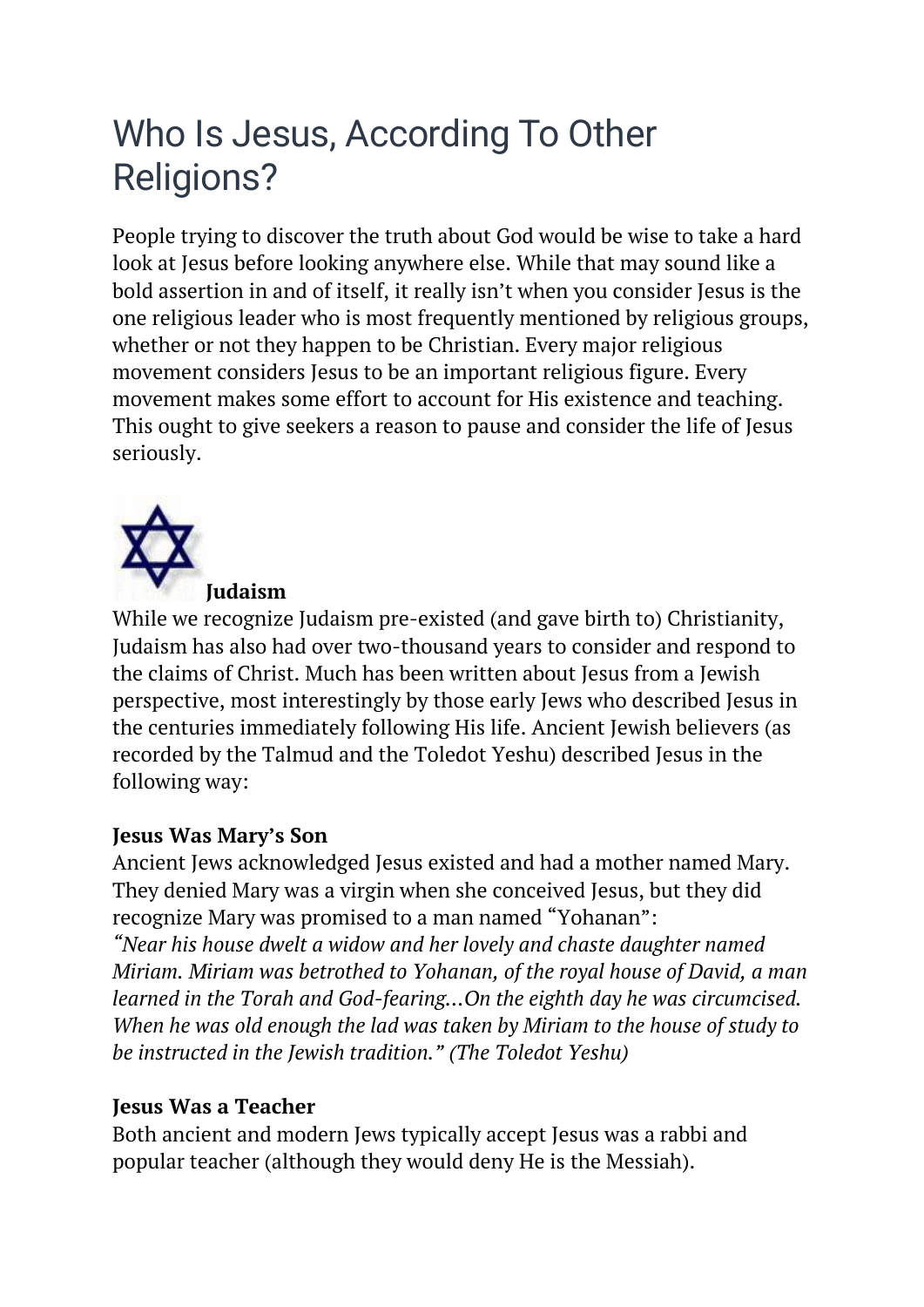# Who Is Jesus, According To Other Religions?

People trying to discover the truth about God would be wise to take a hard look at Jesus before looking anywhere else. While that may sound like a bold assertion in and of itself, it really isn't when you consider Jesus is the one religious leader who is most frequently mentioned by religious groups, whether or not they happen to be Christian. Every major religious movement considers Jesus to be an important religious figure. Every movement makes some effort to account for His existence and teaching. This ought to give seekers a reason to pause and consider the life of Jesus seriously.

**Judaism**

While we recognize Judaism pre-existed (and gave birth to) Christianity, Judaism has also had over two-thousand years to consider and respond to the claims of Christ. Much has been written about Jesus from a Jewish perspective, most interestingly by those early Jews who described Jesus in the centuries immediately following His life. Ancient Jewish believers (as recorded by the Talmud and the Toledot Yeshu) described Jesus in the following way:

**Jesus Was Mary's Son**

Ancient Jews acknowledged Jesus existed and had a mother named Mary. They denied Mary was a virgin when she conceived Jesus, but they did recognize Mary was promised to a man named "Yohanan":

*"Near his house dwelt a widow and her lovely and chaste daughter named Miriam. Miriam was betrothed to Yohanan, of the royal house of David, a man learned in the Torah and God-fearing…On the eighth day he was circumcised. When he was old enough the lad was taken by Miriam to the house of study to be instructed in the Jewish tradition." (The Toledot Yeshu)*

**Jesus Was a Teacher**

Both ancient and modern Jews typically accept Jesus was a rabbi and popular teacher (although they would deny He is the Messiah).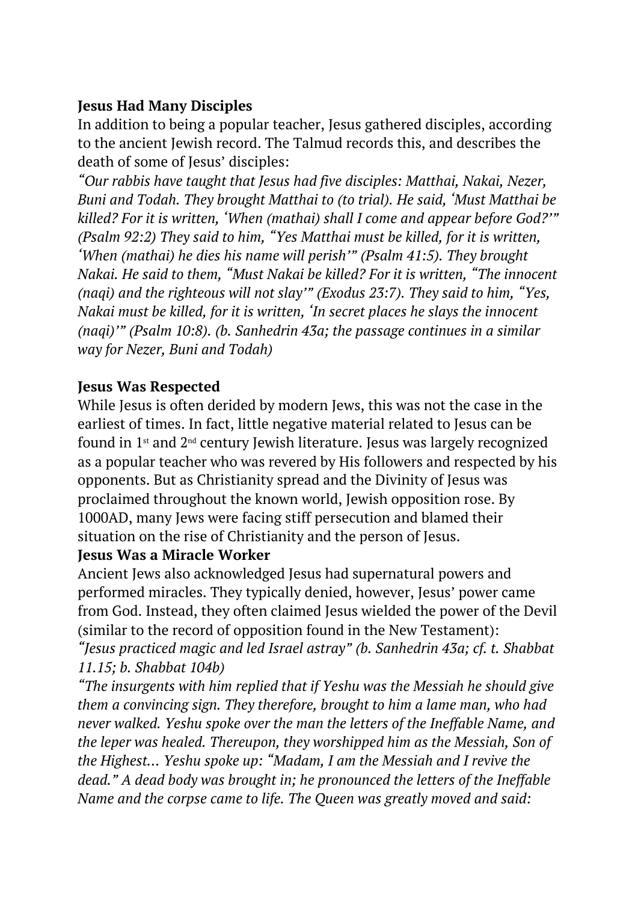**Jesus Had Many Disciples**

In addition to being a popular teacher, Jesus gathered disciples, according to the ancient Jewish record. The Talmud records this, and describes the death of some of Jesus' disciples:

*"Our rabbis have taught that Jesus had five disciples: Matthai, Nakai, Nezer, Buni and Todah. They brought Matthai to (to trial). He said, 'Must Matthai be killed? For it is written, 'When (mathai) shall I come and appear before God?'" (Psalm 92:2) They said to him, "Yes Matthai must be killed, for it is written, 'When (mathai) he dies his name will perish'" (Psalm 41:5). They brought Nakai. He said to them, "Must Nakai be killed? For it is written, "The innocent (naqi) and the righteous will not slay'" (Exodus 23:7). They said to him, "Yes, Nakai must be killed, for it is written, 'In secret places he slays the innocent (naqi)'" (Psalm 10:8). (b. Sanhedrin 43a; the passage continues in a similar way for Nezer, Buni and Todah)*

**Jesus Was Respected**

While Jesus is often derided by modern Jews, this was not the case in the earliest of times. In fact, little negative material related to Jesus can be found in 1st and 2nd century Jewish literature. Jesus was largely recognized as a popular teacher who was revered by His followers and respected by his opponents. But as Christianity spread and the Divinity of Jesus was proclaimed throughout the known world, Jewish opposition rose. By 1000AD, many Jews were facing stiff persecution and blamed their situation on the rise of Christianity and the person of Jesus.

**Jesus Was a Miracle Worker**

Ancient Jews also acknowledged Jesus had supernatural powers and performed miracles. They typically denied, however, Jesus' power came from God. Instead, they often claimed Jesus wielded the power of the Devil (similar to the record of opposition found in the New Testament):

*"Jesus practiced magic and led Israel astray" (b. Sanhedrin 43a; cf. t. Shabbat 11.15; b. Shabbat 104b)*

*"The insurgents with him replied that if Yeshu was the Messiah he should give them a convincing sign. They therefore, brought to him a lame man, who had never walked. Yeshu spoke over the man the letters of the Ineffable Name, and the leper was healed. Thereupon, they worshipped him as the Messiah, Son of the Highest… Yeshu spoke up: "Madam, I am the Messiah and I revive the dead." A dead body was brought in; he pronounced the letters of the Ineffable Name and the corpse came to life. The Queen was greatly moved and said:*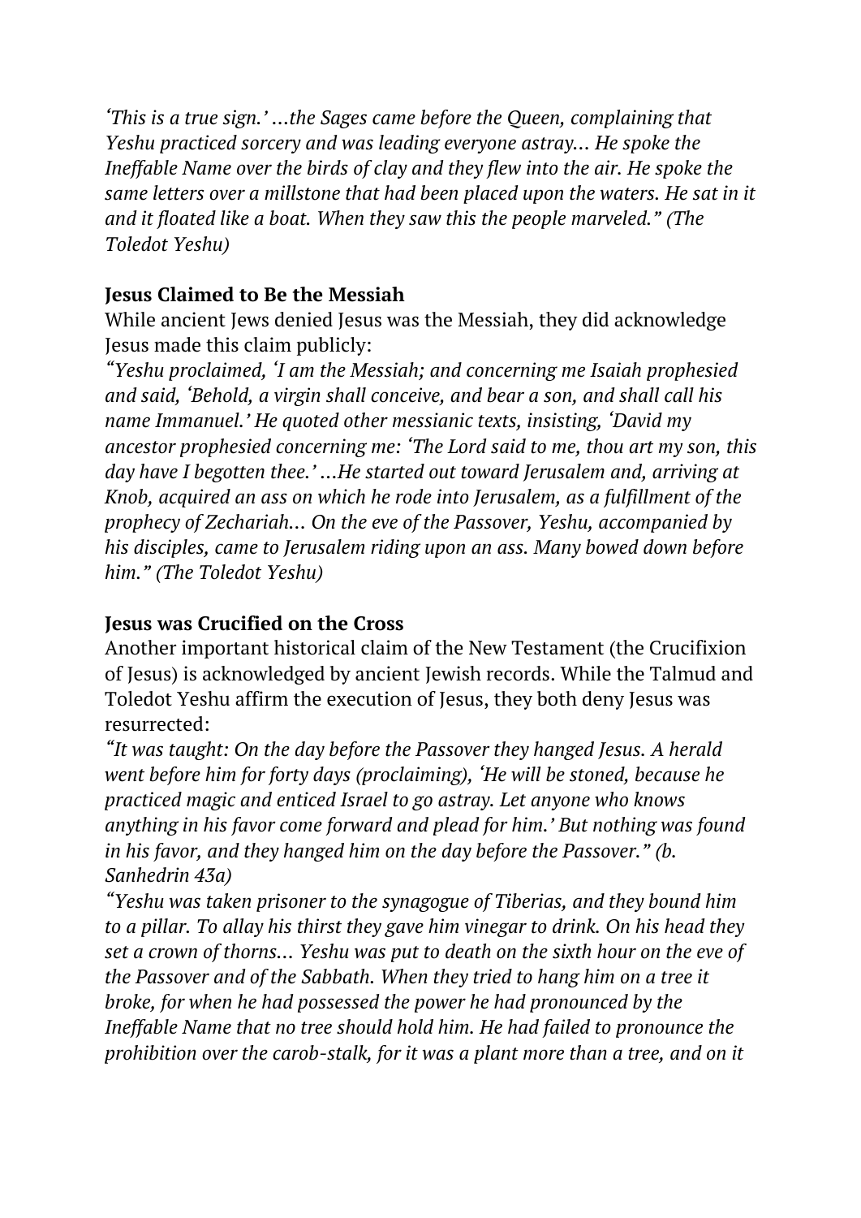*'This is a true sign.' …the Sages came before the Queen, complaining that Yeshu practiced sorcery and was leading everyone astray… He spoke the Ineffable Name over the birds of clay and they flew into the air. He spoke the same letters over a millstone that had been placed upon the waters. He sat in it and it floated like a boat. When they saw this the people marveled." (The Toledot Yeshu)*

**Jesus Claimed to Be the Messiah**

While ancient Jews denied Jesus was the Messiah, they did acknowledge Jesus made this claim publicly:

*"Yeshu proclaimed, 'I am the Messiah; and concerning me Isaiah prophesied and said, 'Behold, a virgin shall conceive, and bear a son, and shall call his name Immanuel.' He quoted other messianic texts, insisting, 'David my ancestor prophesied concerning me: 'The Lord said to me, thou art my son, this day have I begotten thee.' …He started out toward Jerusalem and, arriving at Knob, acquired an ass on which he rode into Jerusalem, as a fulfillment of the prophecy of Zechariah… On the eve of the Passover, Yeshu, accompanied by his disciples, came to Jerusalem riding upon an ass. Many bowed down before him." (The Toledot Yeshu)*

**Jesus was Crucified on the Cross**

Another important historical claim of the New Testament (the Crucifixion of Jesus) is acknowledged by ancient Jewish records. While the Talmud and Toledot Yeshu affirm the execution of Jesus, they both deny Jesus was resurrected:

*"It was taught: On the day before the Passover they hanged Jesus. A herald went before him for forty days (proclaiming), 'He will be stoned, because he practiced magic and enticed Israel to go astray. Let anyone who knows anything in his favor come forward and plead for him.' But nothing was found in his favor, and they hanged him on the day before the Passover." (b. Sanhedrin 43a)*

*"Yeshu was taken prisoner to the synagogue of Tiberias, and they bound him to a pillar. To allay his thirst they gave him vinegar to drink. On his head they set a crown of thorns… Yeshu was put to death on the sixth hour on the eve of the Passover and of the Sabbath. When they tried to hang him on a tree it broke, for when he had possessed the power he had pronounced by the Ineffable Name that no tree should hold him. He had failed to pronounce the prohibition over the carob-stalk, for it was a plant more than a tree, and on it*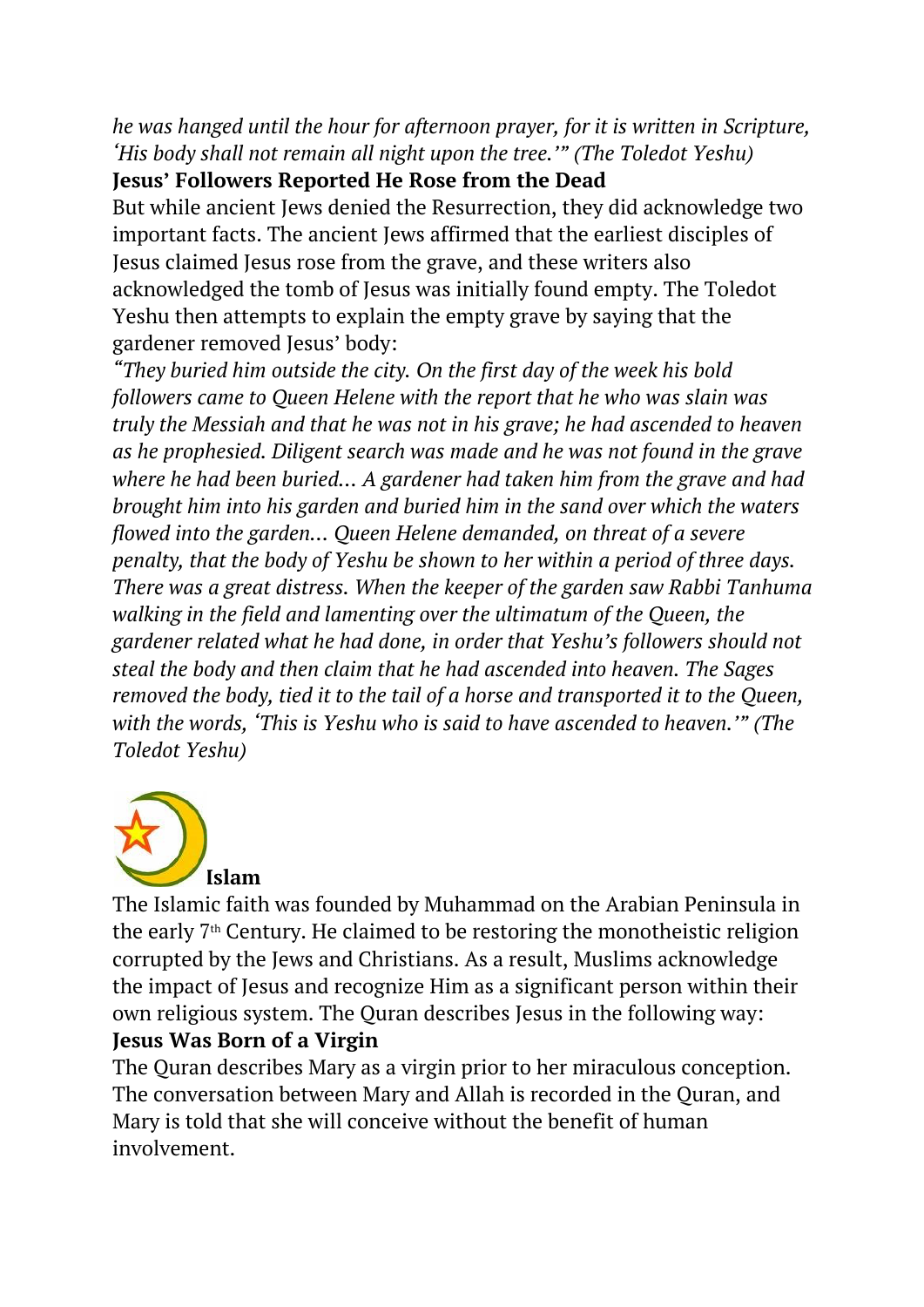*he was hanged until the hour for afternoon prayer, for it is written in Scripture, 'His body shall not remain all night upon the tree.'" (The Toledot Yeshu)*

**Jesus' Followers Reported He Rose from the Dead**

But while ancient Jews denied the Resurrection, they did acknowledge two important facts. The ancient Jews affirmed that the earliest disciples of Jesus claimed Jesus rose from the grave, and these writers also acknowledged the tomb of Jesus was initially found empty. The Toledot Yeshu then attempts to explain the empty grave by saying that the gardener removed Jesus' body:

*"They buried him outside the city. On the first day of the week his bold followers came to Queen Helene with the report that he who was slain was truly the Messiah and that he was not in his grave; he had ascended to heaven as he prophesied. Diligent search was made and he was not found in the grave where he had been buried… A gardener had taken him from the grave and had brought him into his garden and buried him in the sand over which the waters flowed into the garden… Queen Helene demanded, on threat of a severe penalty, that the body of Yeshu be shown to her within a period of three days. There was a great distress. When the keeper of the garden saw Rabbi Tanhuma walking in the field and lamenting over the ultimatum of the Queen, the gardener related what he had done, in order that Yeshu's followers should not steal the body and then claim that he had ascended into heaven. The Sages removed the body, tied it to the tail of a horse and transported it to the Queen, with the words, 'This is Yeshu who is said to have ascended to heaven.'" (The Toledot Yeshu)*

**Islam**

The Islamic faith was founded by Muhammad on the Arabian Peninsula in the early 7th Century. He claimed to be restoring the monotheistic religion corrupted by the Jews and Christians. As a result, Muslims acknowledge the impact of Jesus and recognize Him as a significant person within their own religious system. The Quran describes Jesus in the following way:

**Jesus Was Born of a Virgin**

The Quran describes Mary as a virgin prior to her miraculous conception. The conversation between Mary and Allah is recorded in the Quran, and Mary is told that she will conceive without the benefit of human involvement.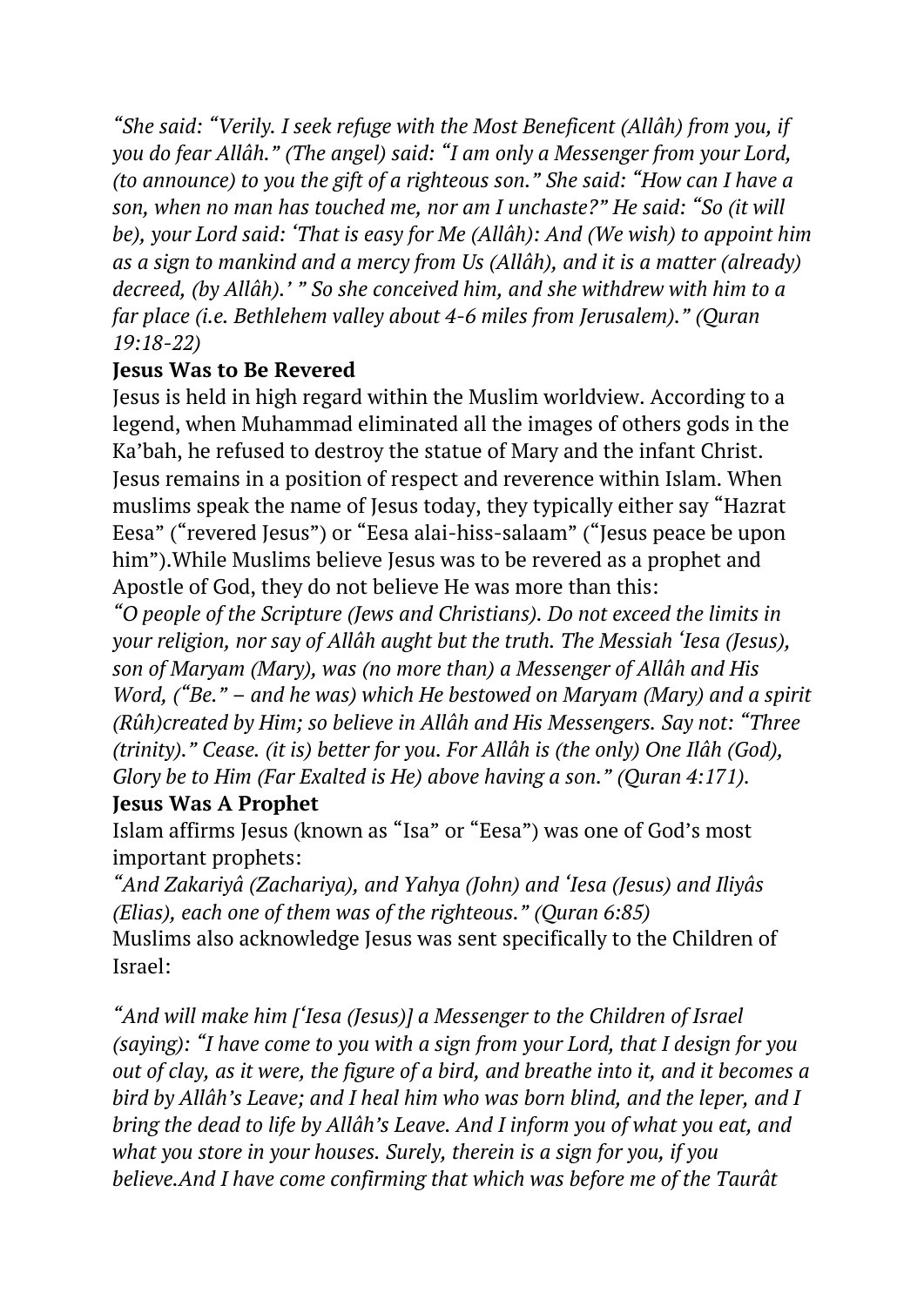*"She said: "Verily. I seek refuge with the Most Beneficent (Allâh) from you, if you do fear Allâh." (The angel) said: "I am only a Messenger from your Lord, (to announce) to you the gift of a righteous son." She said: "How can I have a son, when no man has touched me, nor am I unchaste?" He said: "So (it will be), your Lord said: 'That is easy for Me (Allâh): And (We wish) to appoint him as a sign to mankind and a mercy from Us (Allâh), and it is a matter (already) decreed, (by Allâh).' " So she conceived him, and she withdrew with him to a far place (i.e. Bethlehem valley about 4-6 miles from Jerusalem)." (Quran 19:18-22)*

**Jesus Was to Be Revered**

Jesus is held in high regard within the Muslim worldview. According to a legend, when Muhammad eliminated all the images of others gods in the Ka'bah, he refused to destroy the statue of Mary and the infant Christ. Jesus remains in a position of respect and reverence within Islam. When muslims speak the name of Jesus today, they typically either say "Hazrat Eesa" ("revered Jesus") or "Eesa alai-hiss-salaam" ("Jesus peace be upon him").While Muslims believe Jesus was to be revered as a prophet and Apostle of God, they do not believe He was more than this:

*"O people of the Scripture (Jews and Christians). Do not exceed the limits in your religion, nor say of Allâh aught but the truth. The Messiah 'Iesa (Jesus), son of Maryam (Mary), was (no more than) a Messenger of Allâh and His Word, ("Be." – and he was) which He bestowed on Maryam (Mary) and a spirit (Rûh)created by Him; so believe in Allâh and His Messengers. Say not: "Three (trinity)." Cease. (it is) better for you. For Allâh is (the only) One Ilâh (God), Glory be to Him (Far Exalted is He) above having a son." (Quran 4:171).*

**Jesus Was A Prophet**

Islam affirms Jesus (known as "Isa" or "Eesa") was one of God's most important prophets:

*"And Zakariyâ (Zachariya), and Yahya (John) and 'Iesa (Jesus) and Iliyâs (Elias), each one of them was of the righteous." (Quran 6:85)*

Muslims also acknowledge Jesus was sent specifically to the Children of Israel:

*"And will make him ['Iesa (Jesus)] a Messenger to the Children of Israel (saying): "I have come to you with a sign from your Lord, that I design for you out of clay, as it were, the figure of a bird, and breathe into it, and it becomes a bird by Allâh's Leave; and I heal him who was born blind, and the leper, and I bring the dead to life by Allâh's Leave. And I inform you of what you eat, and what you store in your houses. Surely, therein is a sign for you, if you believe.And I have come confirming that which was before me of the Taurât*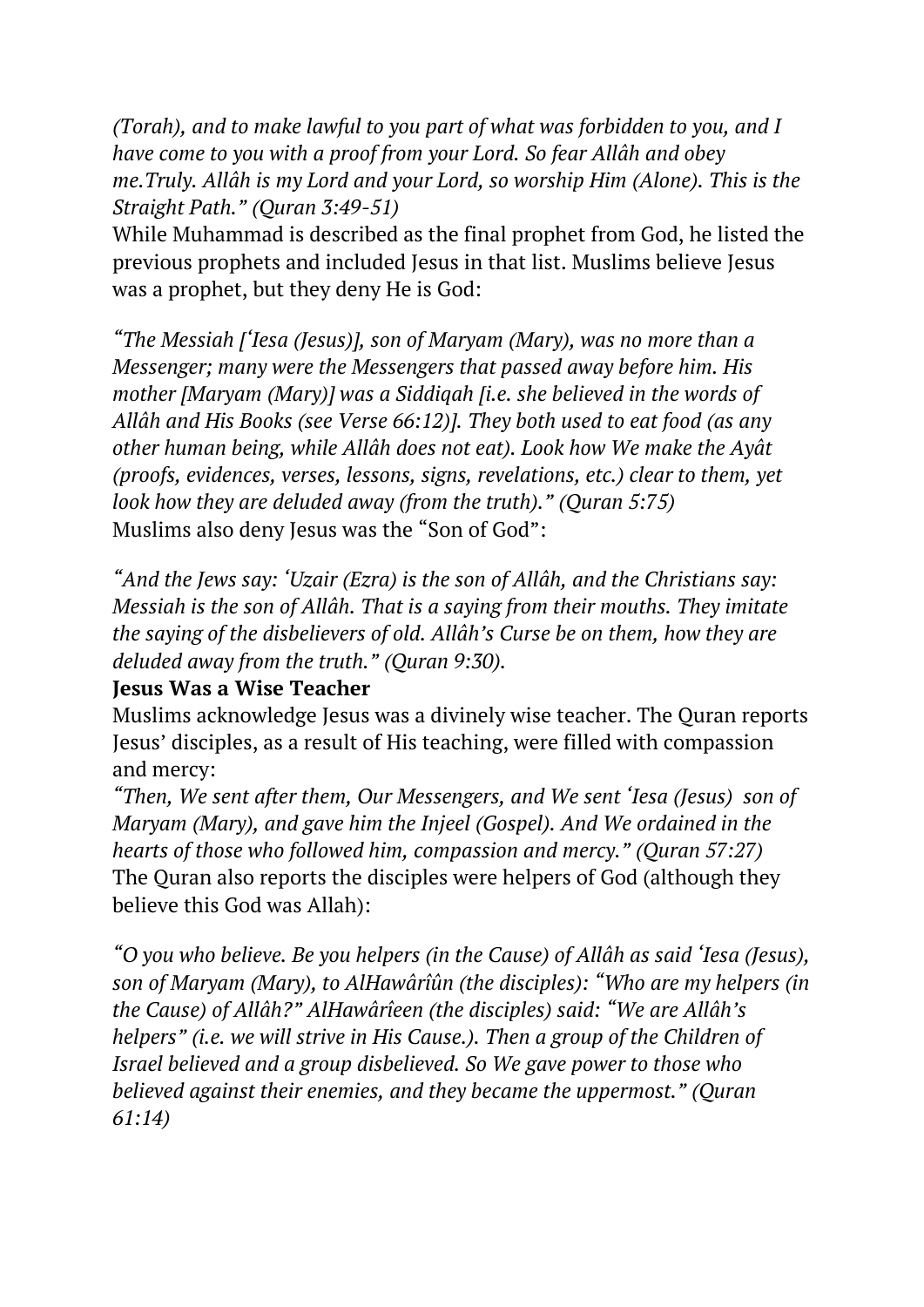*(Torah), and to make lawful to you part of what was forbidden to you, and I have come to you with a proof from your Lord. So fear Allâh and obey me.Truly. Allâh is my Lord and your Lord, so worship Him (Alone). This is the Straight Path." (Quran 3:49-51)*

While Muhammad is described as the final prophet from God, he listed the previous prophets and included Jesus in that list. Muslims believe Jesus was a prophet, but they deny He is God:

*"The Messiah ['Iesa (Jesus)], son of Maryam (Mary), was no more than a Messenger; many were the Messengers that passed away before him. His mother [Maryam (Mary)] was a Siddiqah [i.e. she believed in the words of Allâh and His Books (see Verse 66:12)]. They both used to eat food (as any other human being, while Allâh does not eat). Look how We make the Ayât (proofs, evidences, verses, lessons, signs, revelations, etc.) clear to them, yet look how they are deluded away (from the truth)." (Quran 5:75)*

Muslims also deny Jesus was the "Son of God":

*"And the Jews say: 'Uzair (Ezra) is the son of Allâh, and the Christians say: Messiah is the son of Allâh. That is a saying from their mouths. They imitate the saying of the disbelievers of old. Allâh's Curse be on them, how they are deluded away from the truth." (Quran 9:30).*

**Jesus Was a Wise Teacher**

Muslims acknowledge Jesus was a divinely wise teacher. The Quran reports Jesus' disciples, as a result of His teaching, were filled with compassion and mercy:

*"Then, We sent after them, Our Messengers, and We sent 'Iesa (Jesus) son of Maryam (Mary), and gave him the Injeel (Gospel). And We ordained in the hearts of those who followed him, compassion and mercy." (Quran 57:27)*

The Quran also reports the disciples were helpers of God (although they believe this God was Allah):

*"O you who believe. Be you helpers (in the Cause) of Allâh as said 'Iesa (Jesus), son of Maryam (Mary), to AlHawârîûn (the disciples): "Who are my helpers (in the Cause) of Allâh?" AlHawârîeen (the disciples) said: "We are Allâh's helpers" (i.e. we will strive in His Cause.). Then a group of the Children of Israel believed and a group disbelieved. So We gave power to those who believed against their enemies, and they became the uppermost." (Quran 61:14)*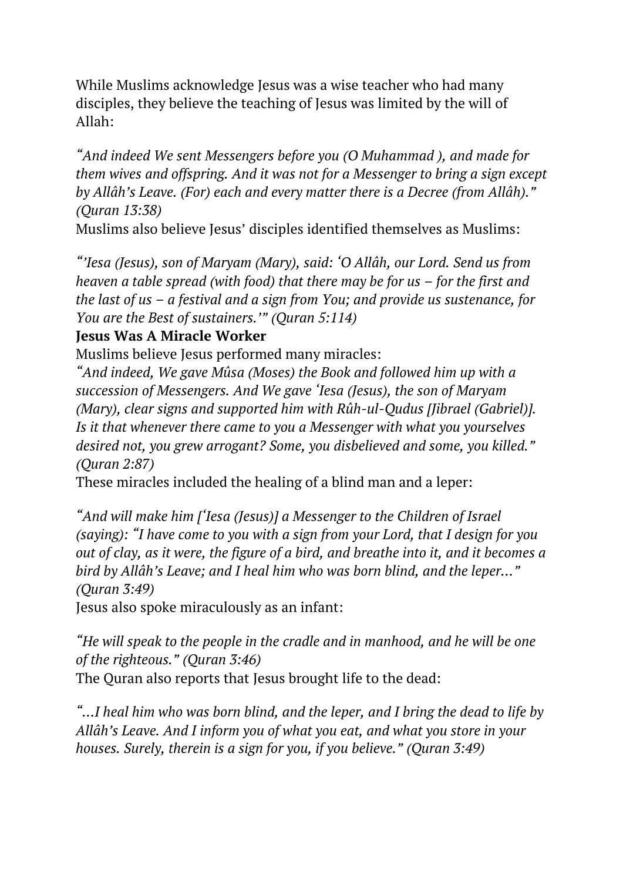While Muslims acknowledge Jesus was a wise teacher who had many disciples, they believe the teaching of Jesus was limited by the will of Allah:

*"And indeed We sent Messengers before you (O Muhammad ), and made for them wives and offspring. And it was not for a Messenger to bring a sign except by Allâh's Leave. (For) each and every matter there is a Decree (from Allâh)." (Quran 13:38)*

Muslims also believe Jesus' disciples identified themselves as Muslims:

*"'Iesa (Jesus), son of Maryam (Mary), said: 'O Allâh, our Lord. Send us from heaven a table spread (with food) that there may be for us – for the first and the last of us – a festival and a sign from You; and provide us sustenance, for You are the Best of sustainers.'" (Quran 5:114)*

**Jesus Was A Miracle Worker**

Muslims believe Jesus performed many miracles:

*"And indeed, We gave Mûsa (Moses) the Book and followed him up with a succession of Messengers. And We gave 'Iesa (Jesus), the son of Maryam (Mary), clear signs and supported him with Rûh-ul-Qudus [Jibrael (Gabriel)]. Is it that whenever there came to you a Messenger with what you yourselves desired not, you grew arrogant? Some, you disbelieved and some, you killed." (Quran 2:87)*

These miracles included the healing of a blind man and a leper:

*"And will make him ['Iesa (Jesus)] a Messenger to the Children of Israel (saying): "I have come to you with a sign from your Lord, that I design for you out of clay, as it were, the figure of a bird, and breathe into it, and it becomes a bird by Allâh's Leave; and I heal him who was born blind, and the leper…" (Quran 3:49)*

Jesus also spoke miraculously as an infant:

*"He will speak to the people in the cradle and in manhood, and he will be one of the righteous." (Quran 3:46)*

The Quran also reports that Jesus brought life to the dead:

*"…I heal him who was born blind, and the leper, and I bring the dead to life by Allâh's Leave. And I inform you of what you eat, and what you store in your houses. Surely, therein is a sign for you, if you believe." (Quran 3:49)*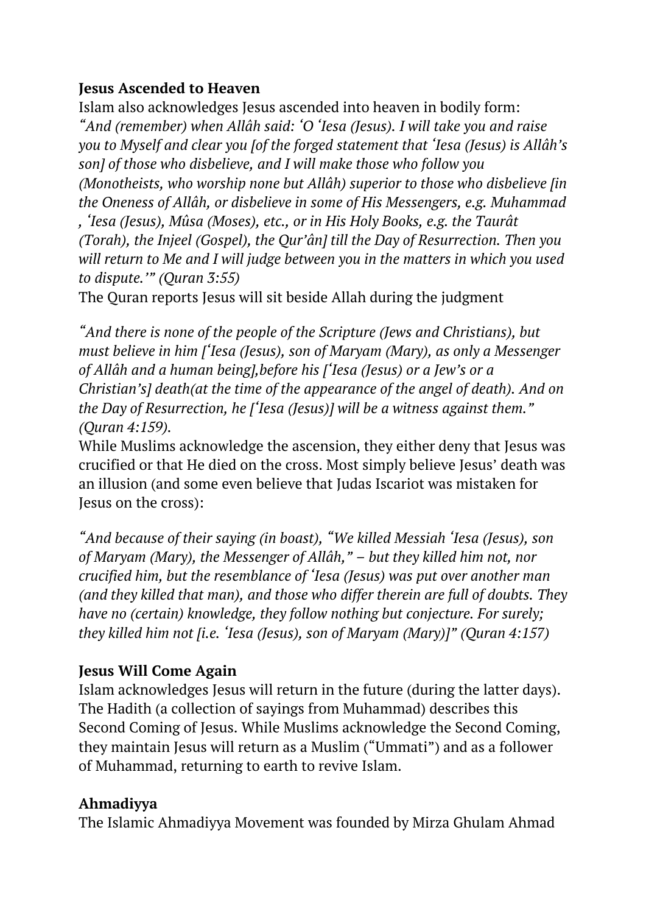**Jesus Ascended to Heaven**

Islam also acknowledges Jesus ascended into heaven in bodily form:
*"And (remember) when Allâh said: 'O 'Iesa (Jesus). I will take you and raise you to Myself and clear you [of the forged statement that 'Iesa (Jesus) is Allâh's son] of those who disbelieve, and I will make those who follow you (Monotheists, who worship none but Allâh) superior to those who disbelieve [in the Oneness of Allâh, or disbelieve in some of His Messengers, e.g. Muhammad , 'Iesa (Jesus), Mûsa (Moses), etc., or in His Holy Books, e.g. the Taurât (Torah), the Injeel (Gospel), the Qur'ân] till the Day of Resurrection. Then you will return to Me and I will judge between you in the matters in which you used to dispute.'" (Quran 3:55)*
The Quran reports Jesus will sit beside Allah during the judgment

*"And there is none of the people of the Scripture (Jews and Christians), but must believe in him ['Iesa (Jesus), son of Maryam (Mary), as only a Messenger of Allâh and a human being],before his ['Iesa (Jesus) or a Jew's or a Christian's] death(at the time of the appearance of the angel of death). And on the Day of Resurrection, he ['Iesa (Jesus)] will be a witness against them." (Quran 4:159).*
While Muslims acknowledge the ascension, they either deny that Jesus was crucified or that He died on the cross. Most simply believe Jesus' death was an illusion (and some even believe that Judas Iscariot was mistaken for Jesus on the cross):

*"And because of their saying (in boast), "We killed Messiah 'Iesa (Jesus), son of Maryam (Mary), the Messenger of Allâh," – but they killed him not, nor crucified him, but the resemblance of 'Iesa (Jesus) was put over another man (and they killed that man), and those who differ therein are full of doubts. They have no (certain) knowledge, they follow nothing but conjecture. For surely; they killed him not [i.e. 'Iesa (Jesus), son of Maryam (Mary)]" (Quran 4:157)*

**Jesus Will Come Again**

Islam acknowledges Jesus will return in the future (during the latter days). The Hadith (a collection of sayings from Muhammad) describes this Second Coming of Jesus. While Muslims acknowledge the Second Coming, they maintain Jesus will return as a Muslim ("Ummati") and as a follower of Muhammad, returning to earth to revive Islam.

**Ahmadiyya**

The Islamic Ahmadiyya Movement was founded by Mirza Ghulam Ahmad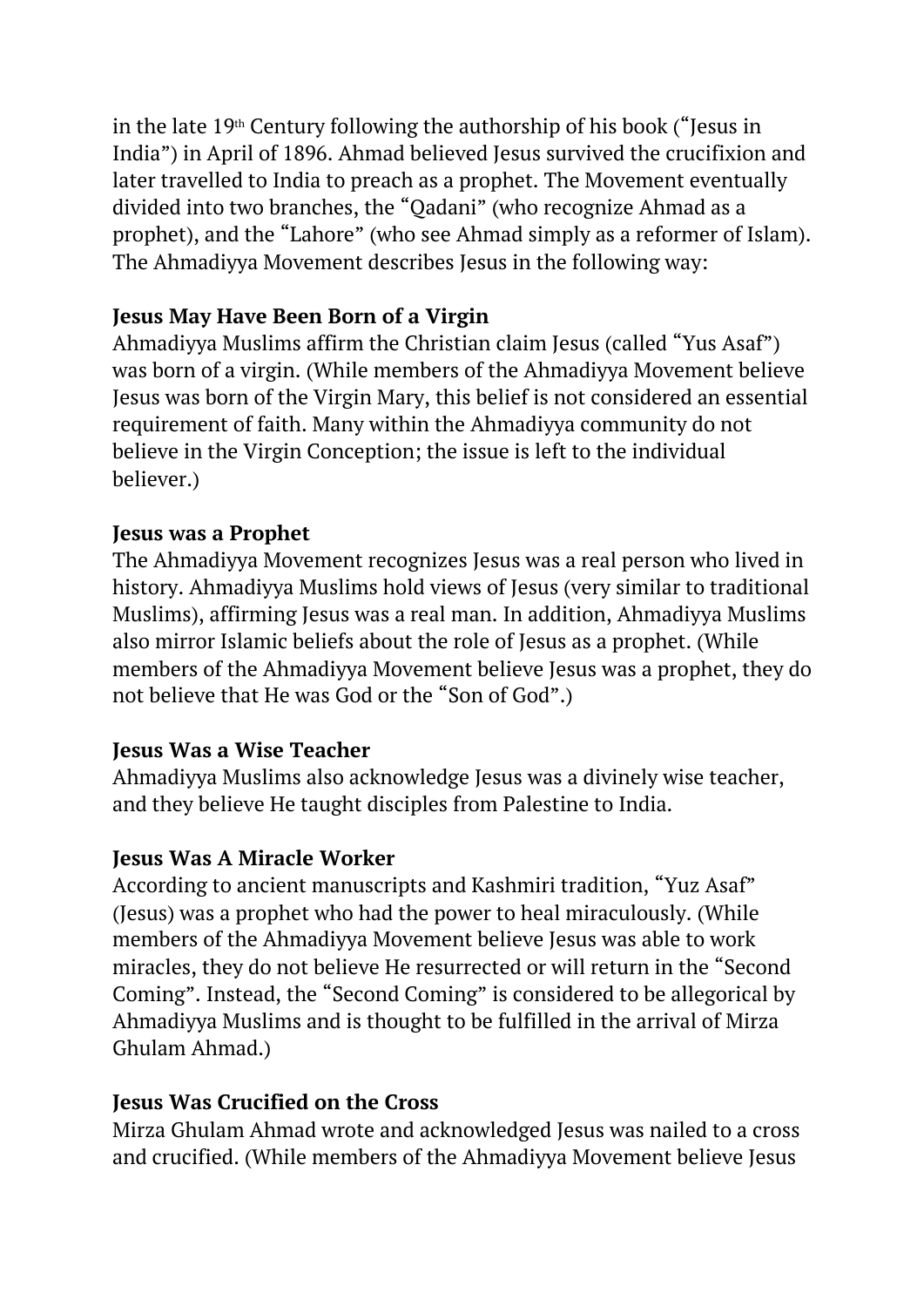in the late 19th Century following the authorship of his book ("Jesus in India") in April of 1896. Ahmad believed Jesus survived the crucifixion and later travelled to India to preach as a prophet. The Movement eventually divided into two branches, the "Qadani" (who recognize Ahmad as a prophet), and the "Lahore" (who see Ahmad simply as a reformer of Islam). The Ahmadiyya Movement describes Jesus in the following way:

**Jesus May Have Been Born of a Virgin**
Ahmadiyya Muslims affirm the Christian claim Jesus (called "Yus Asaf") was born of a virgin. (While members of the Ahmadiyya Movement believe Jesus was born of the Virgin Mary, this belief is not considered an essential requirement of faith. Many within the Ahmadiyya community do not believe in the Virgin Conception; the issue is left to the individual believer.)

**Jesus was a Prophet**
The Ahmadiyya Movement recognizes Jesus was a real person who lived in history. Ahmadiyya Muslims hold views of Jesus (very similar to traditional Muslims), affirming Jesus was a real man. In addition, Ahmadiyya Muslims also mirror Islamic beliefs about the role of Jesus as a prophet. (While members of the Ahmadiyya Movement believe Jesus was a prophet, they do not believe that He was God or the "Son of God".)

**Jesus Was a Wise Teacher**
Ahmadiyya Muslims also acknowledge Jesus was a divinely wise teacher, and they believe He taught disciples from Palestine to India.

**Jesus Was A Miracle Worker**
According to ancient manuscripts and Kashmiri tradition, "Yuz Asaf" (Jesus) was a prophet who had the power to heal miraculously. (While members of the Ahmadiyya Movement believe Jesus was able to work miracles, they do not believe He resurrected or will return in the "Second Coming". Instead, the "Second Coming" is considered to be allegorical by Ahmadiyya Muslims and is thought to be fulfilled in the arrival of Mirza Ghulam Ahmad.)

**Jesus Was Crucified on the Cross**
Mirza Ghulam Ahmad wrote and acknowledged Jesus was nailed to a cross and crucified. (While members of the Ahmadiyya Movement believe Jesus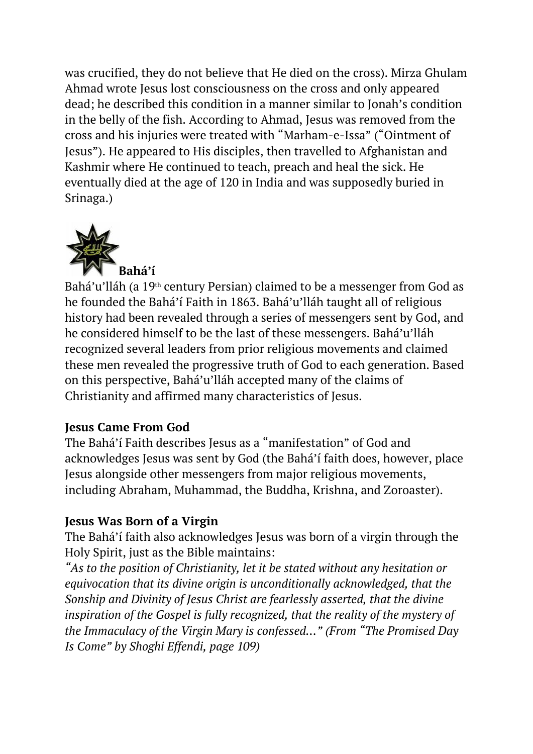was crucified, they do not believe that He died on the cross). Mirza Ghulam Ahmad wrote Jesus lost consciousness on the cross and only appeared dead; he described this condition in a manner similar to Jonah's condition in the belly of the fish. According to Ahmad, Jesus was removed from the cross and his injuries were treated with "Marham-e-Issa" ("Ointment of Jesus"). He appeared to His disciples, then travelled to Afghanistan and Kashmir where He continued to teach, preach and heal the sick. He eventually died at the age of 120 in India and was supposedly buried in Srinaga.)

## Bahá'í

Bahá'u'lláh (a 19th century Persian) claimed to be a messenger from God as he founded the Bahá'í Faith in 1863. Bahá'u'lláh taught all of religious history had been revealed through a series of messengers sent by God, and he considered himself to be the last of these messengers. Bahá'u'lláh recognized several leaders from prior religious movements and claimed these men revealed the progressive truth of God to each generation. Based on this perspective, Bahá'u'lláh accepted many of the claims of Christianity and affirmed many characteristics of Jesus.

### Jesus Came From God

The Bahá'í Faith describes Jesus as a "manifestation" of God and acknowledges Jesus was sent by God (the Bahá'í faith does, however, place Jesus alongside other messengers from major religious movements, including Abraham, Muhammad, the Buddha, Krishna, and Zoroaster).

### Jesus Was Born of a Virgin

The Bahá'í faith also acknowledges Jesus was born of a virgin through the Holy Spirit, just as the Bible maintains:

*"As to the position of Christianity, let it be stated without any hesitation or equivocation that its divine origin is unconditionally acknowledged, that the Sonship and Divinity of Jesus Christ are fearlessly asserted, that the divine inspiration of the Gospel is fully recognized, that the reality of the mystery of the Immaculacy of the Virgin Mary is confessed…" (From "The Promised Day Is Come" by Shoghi Effendi, page 109)*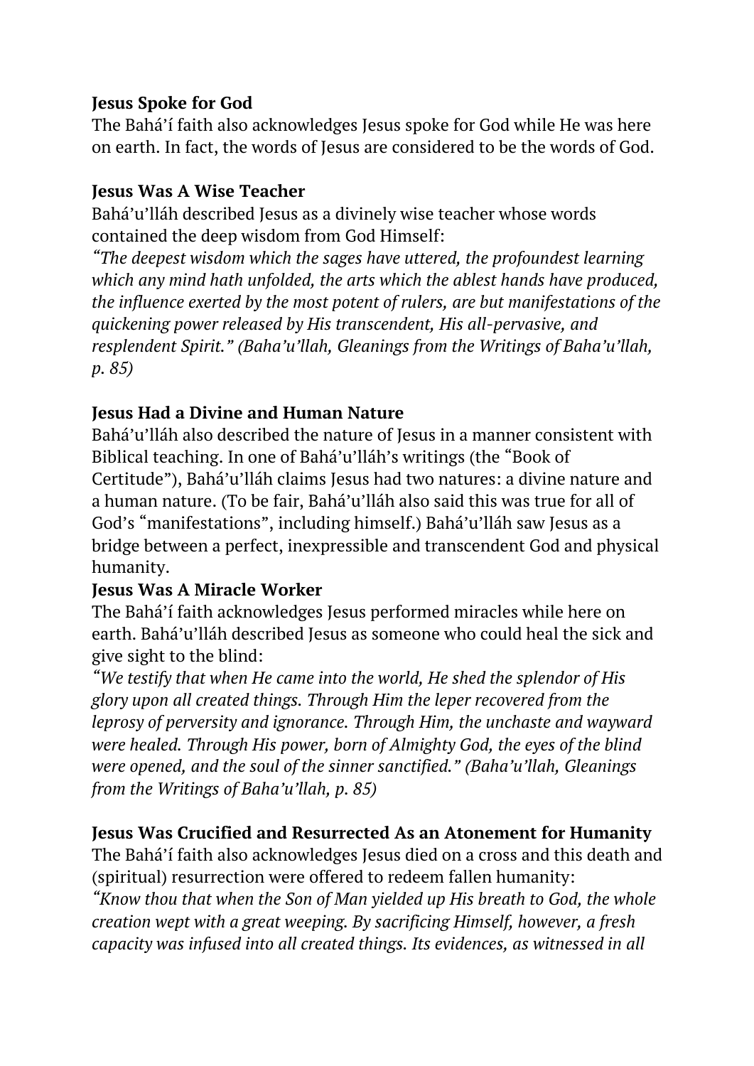**Jesus Spoke for God**

The Bahá'í faith also acknowledges Jesus spoke for God while He was here on earth. In fact, the words of Jesus are considered to be the words of God.

**Jesus Was A Wise Teacher**

Bahá'u'lláh described Jesus as a divinely wise teacher whose words contained the deep wisdom from God Himself:

*"The deepest wisdom which the sages have uttered, the profoundest learning which any mind hath unfolded, the arts which the ablest hands have produced, the influence exerted by the most potent of rulers, are but manifestations of the quickening power released by His transcendent, His all-pervasive, and resplendent Spirit." (Baha'u'llah, Gleanings from the Writings of Baha'u'llah, p. 85)*

**Jesus Had a Divine and Human Nature**

Bahá'u'lláh also described the nature of Jesus in a manner consistent with Biblical teaching. In one of Bahá'u'lláh's writings (the "Book of Certitude"), Bahá'u'lláh claims Jesus had two natures: a divine nature and a human nature. (To be fair, Bahá'u'lláh also said this was true for all of God's "manifestations", including himself.) Bahá'u'lláh saw Jesus as a bridge between a perfect, inexpressible and transcendent God and physical humanity.

**Jesus Was A Miracle Worker**

The Bahá'í faith acknowledges Jesus performed miracles while here on earth. Bahá'u'lláh described Jesus as someone who could heal the sick and give sight to the blind:

*"We testify that when He came into the world, He shed the splendor of His glory upon all created things. Through Him the leper recovered from the leprosy of perversity and ignorance. Through Him, the unchaste and wayward were healed. Through His power, born of Almighty God, the eyes of the blind were opened, and the soul of the sinner sanctified." (Baha'u'llah, Gleanings from the Writings of Baha'u'llah, p. 85)*

**Jesus Was Crucified and Resurrected As an Atonement for Humanity**

The Bahá'í faith also acknowledges Jesus died on a cross and this death and (spiritual) resurrection were offered to redeem fallen humanity:

*"Know thou that when the Son of Man yielded up His breath to God, the whole creation wept with a great weeping. By sacrificing Himself, however, a fresh capacity was infused into all created things. Its evidences, as witnessed in all*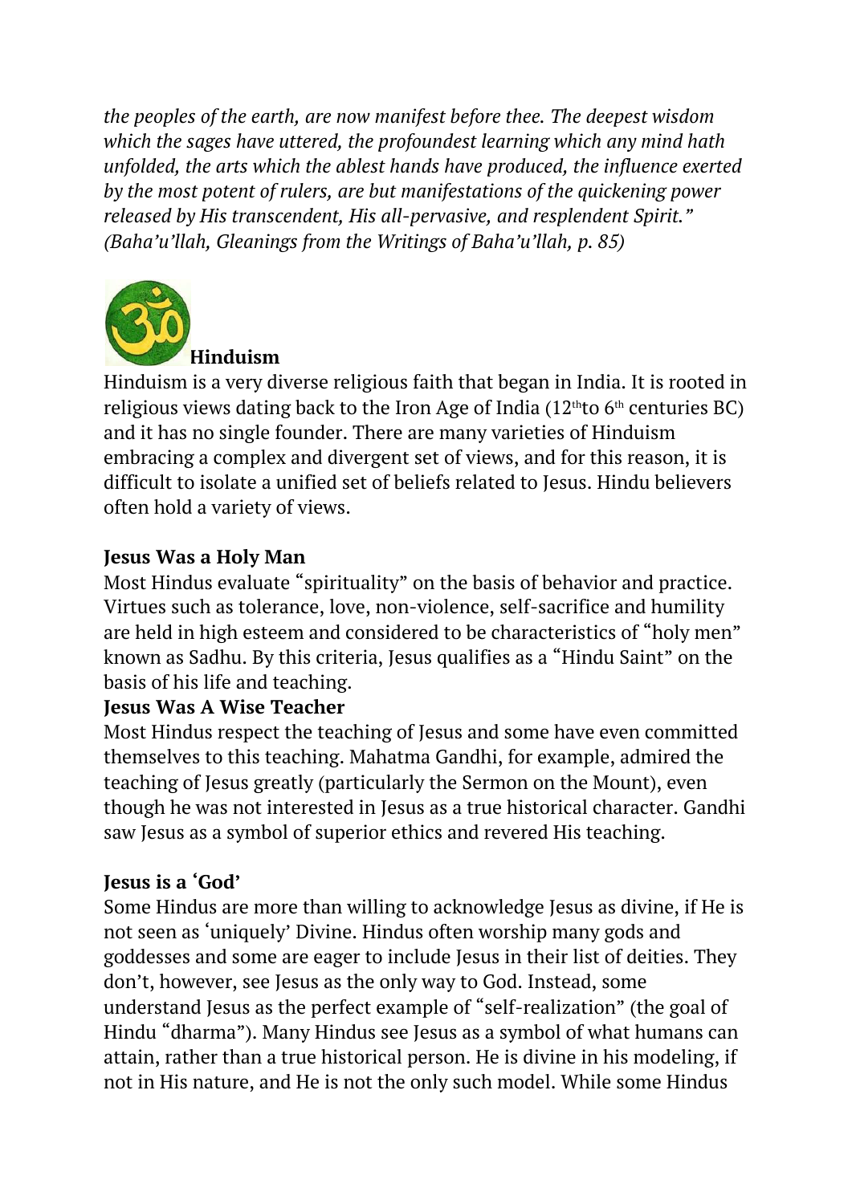*the peoples of the earth, are now manifest before thee. The deepest wisdom which the sages have uttered, the profoundest learning which any mind hath unfolded, the arts which the ablest hands have produced, the influence exerted by the most potent of rulers, are but manifestations of the quickening power released by His transcendent, His all-pervasive, and resplendent Spirit." (Baha'u'llah, Gleanings from the Writings of Baha'u'llah, p. 85)*

## Hinduism

Hinduism is a very diverse religious faith that began in India. It is rooted in religious views dating back to the Iron Age of India (12th to 6th centuries BC) and it has no single founder. There are many varieties of Hinduism embracing a complex and divergent set of views, and for this reason, it is difficult to isolate a unified set of beliefs related to Jesus. Hindu believers often hold a variety of views.

### Jesus Was a Holy Man

Most Hindus evaluate "spirituality" on the basis of behavior and practice. Virtues such as tolerance, love, non-violence, self-sacrifice and humility are held in high esteem and considered to be characteristics of "holy men" known as Sadhu. By this criteria, Jesus qualifies as a "Hindu Saint" on the basis of his life and teaching.

### Jesus Was A Wise Teacher

Most Hindus respect the teaching of Jesus and some have even committed themselves to this teaching. Mahatma Gandhi, for example, admired the teaching of Jesus greatly (particularly the Sermon on the Mount), even though he was not interested in Jesus as a true historical character. Gandhi saw Jesus as a symbol of superior ethics and revered His teaching.

### Jesus is a 'God'

Some Hindus are more than willing to acknowledge Jesus as divine, if He is not seen as 'uniquely' Divine. Hindus often worship many gods and goddesses and some are eager to include Jesus in their list of deities. They don't, however, see Jesus as the only way to God. Instead, some understand Jesus as the perfect example of "self-realization" (the goal of Hindu "dharma"). Many Hindus see Jesus as a symbol of what humans can attain, rather than a true historical person. He is divine in his modeling, if not in His nature, and He is not the only such model. While some Hindus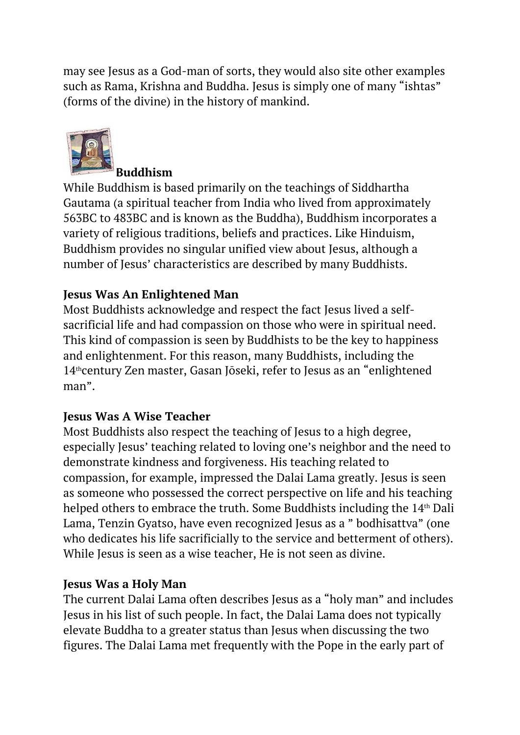may see Jesus as a God-man of sorts, they would also site other examples such as Rama, Krishna and Buddha. Jesus is simply one of many "ishtas" (forms of the divine) in the history of mankind.

### Buddhism

While Buddhism is based primarily on the teachings of Siddhartha Gautama (a spiritual teacher from India who lived from approximately 563BC to 483BC and is known as the Buddha), Buddhism incorporates a variety of religious traditions, beliefs and practices. Like Hinduism, Buddhism provides no singular unified view about Jesus, although a number of Jesus' characteristics are described by many Buddhists.

**Jesus Was An Enlightened Man**

Most Buddhists acknowledge and respect the fact Jesus lived a self-sacrificial life and had compassion on those who were in spiritual need. This kind of compassion is seen by Buddhists to be the key to happiness and enlightenment. For this reason, many Buddhists, including the 14th century Zen master, Gasan Jōseki, refer to Jesus as an "enlightened man".

**Jesus Was A Wise Teacher**

Most Buddhists also respect the teaching of Jesus to a high degree, especially Jesus' teaching related to loving one's neighbor and the need to demonstrate kindness and forgiveness. His teaching related to compassion, for example, impressed the Dalai Lama greatly. Jesus is seen as someone who possessed the correct perspective on life and his teaching helped others to embrace the truth. Some Buddhists including the 14th Dali Lama, Tenzin Gyatso, have even recognized Jesus as a " bodhisattva" (one who dedicates his life sacrificially to the service and betterment of others). While Jesus is seen as a wise teacher, He is not seen as divine.

**Jesus Was a Holy Man**

The current Dalai Lama often describes Jesus as a "holy man" and includes Jesus in his list of such people. In fact, the Dalai Lama does not typically elevate Buddha to a greater status than Jesus when discussing the two figures. The Dalai Lama met frequently with the Pope in the early part of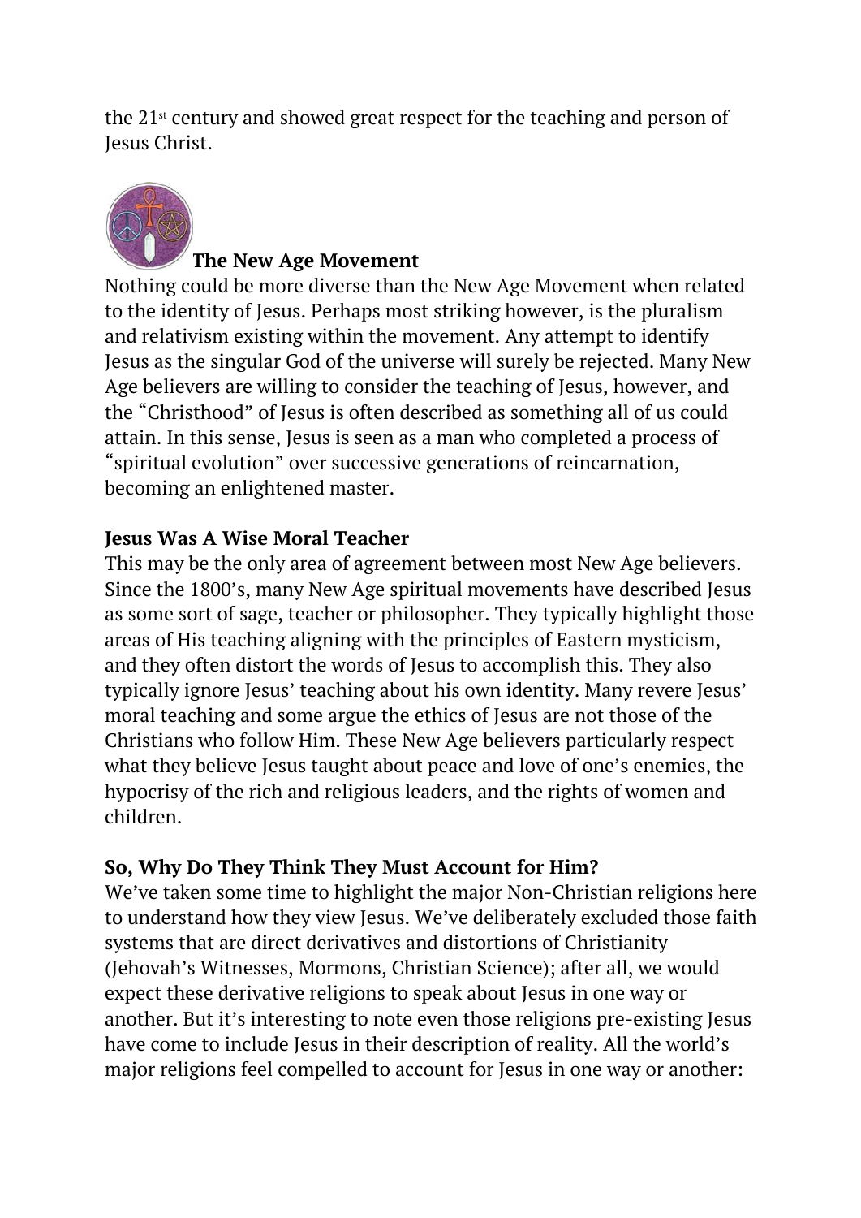the 21st century and showed great respect for the teaching and person of Jesus Christ.

### The New Age Movement

Nothing could be more diverse than the New Age Movement when related to the identity of Jesus. Perhaps most striking however, is the pluralism and relativism existing within the movement. Any attempt to identify Jesus as the singular God of the universe will surely be rejected. Many New Age believers are willing to consider the teaching of Jesus, however, and the "Christhood" of Jesus is often described as something all of us could attain. In this sense, Jesus is seen as a man who completed a process of "spiritual evolution" over successive generations of reincarnation, becoming an enlightened master.

### Jesus Was A Wise Moral Teacher

This may be the only area of agreement between most New Age believers. Since the 1800's, many New Age spiritual movements have described Jesus as some sort of sage, teacher or philosopher. They typically highlight those areas of His teaching aligning with the principles of Eastern mysticism, and they often distort the words of Jesus to accomplish this. They also typically ignore Jesus' teaching about his own identity. Many revere Jesus' moral teaching and some argue the ethics of Jesus are not those of the Christians who follow Him. These New Age believers particularly respect what they believe Jesus taught about peace and love of one's enemies, the hypocrisy of the rich and religious leaders, and the rights of women and children.

### So, Why Do They Think They Must Account for Him?

We've taken some time to highlight the major Non-Christian religions here to understand how they view Jesus. We've deliberately excluded those faith systems that are direct derivatives and distortions of Christianity (Jehovah's Witnesses, Mormons, Christian Science); after all, we would expect these derivative religions to speak about Jesus in one way or another. But it's interesting to note even those religions pre-existing Jesus have come to include Jesus in their description of reality. All the world's major religions feel compelled to account for Jesus in one way or another: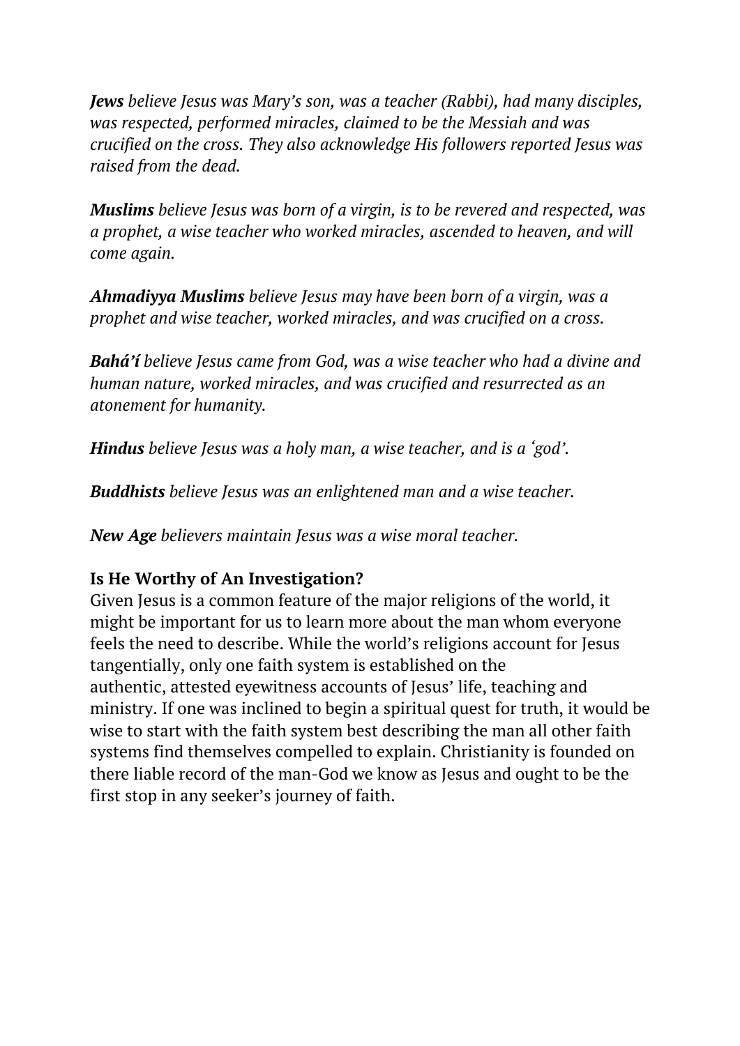***Jews** believe Jesus was Mary's son, was a teacher (Rabbi), had many disciples, was respected, performed miracles, claimed to be the Messiah and was crucified on the cross. They also acknowledge His followers reported Jesus was raised from the dead.*

***Muslims** believe Jesus was born of a virgin, is to be revered and respected, was a prophet, a wise teacher who worked miracles, ascended to heaven, and will come again.*

***Ahmadiyya Muslims** believe Jesus may have been born of a virgin, was a prophet and wise teacher, worked miracles, and was crucified on a cross.*

***Bahá'í** believe Jesus came from God, was a wise teacher who had a divine and human nature, worked miracles, and was crucified and resurrected as an atonement for humanity.*

***Hindus** believe Jesus was a holy man, a wise teacher, and is a 'god'.*

***Buddhists** believe Jesus was an enlightened man and a wise teacher.*

***New Age** believers maintain Jesus was a wise moral teacher.*

**Is He Worthy of An Investigation?**

Given Jesus is a common feature of the major religions of the world, it might be important for us to learn more about the man whom everyone feels the need to describe. While the world's religions account for Jesus tangentially, only one faith system is established on the authentic, attested eyewitness accounts of Jesus' life, teaching and ministry. If one was inclined to begin a spiritual quest for truth, it would be wise to start with the faith system best describing the man all other faith systems find themselves compelled to explain. Christianity is founded on there liable record of the man-God we know as Jesus and ought to be the first stop in any seeker's journey of faith.